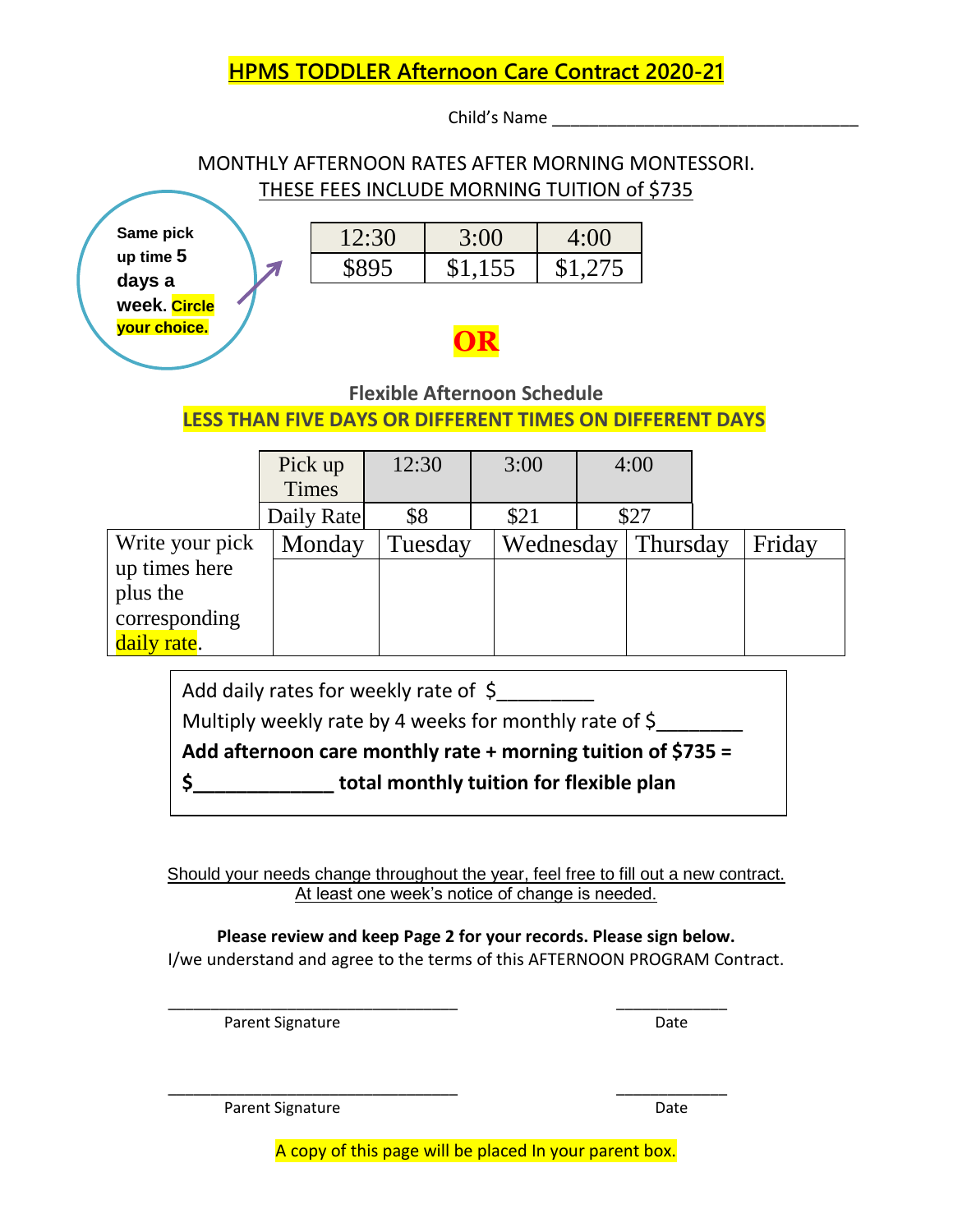# HPMS TODDLER Afternoon Care Contract 2020-21

Child's Name ___________________________________

MONTHLY AFTERNOON RATES AFTER MORNING MONTESSORI.
THESE FEES INCLUDE MORNING TUITION of $735

**Same pick up time 5 days a week. Circle your choice.**

| 12:30 | 3:00 | 4:00 |
|---|---|---|
| $895 | $1,155 | $1,275 |

**OR**

**Flexible Afternoon Schedule**

**LESS THAN FIVE DAYS OR DIFFERENT TIMES ON DIFFERENT DAYS**

| Pick up Times | 12:30 | 3:00 | 4:00 |
|---|---|---|---|
| Daily Rate | $8 | $21 | $27 |

| Write your pick up times here plus the corresponding daily rate. | Monday | Tuesday | Wednesday | Thursday | Friday |
|---|---|---|---|---|---|
| | | | | | |

Add daily rates for weekly rate of $_________

Multiply weekly rate by 4 weeks for monthly rate of $________

**Add afternoon care monthly rate + morning tuition of $735 =**

**$_____________ total monthly tuition for flexible plan**

Should your needs change throughout the year, feel free to fill out a new contract.
At least one week's notice of change is needed.

**Please review and keep Page 2 for your records. Please sign below.**

I/we understand and agree to the terms of this AFTERNOON PROGRAM Contract.

_________________________________ _____________
Parent Signature Date

_________________________________ _____________
Parent Signature Date

A copy of this page will be placed In your parent box.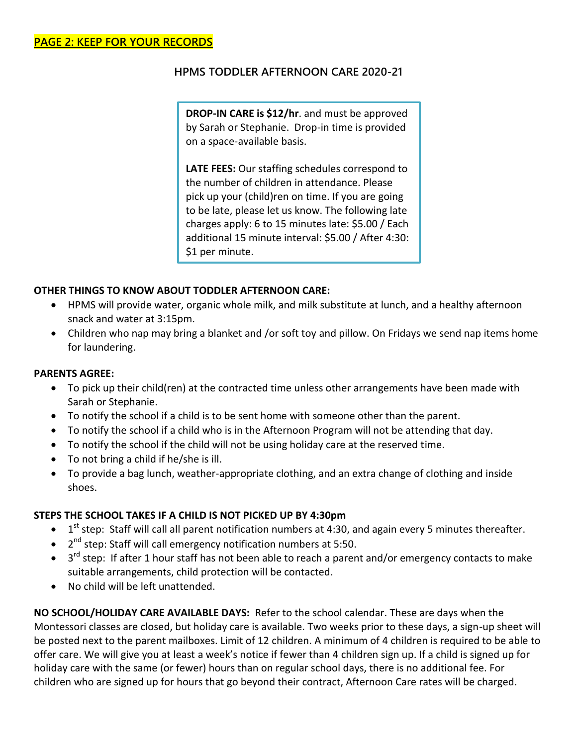**PAGE 2: KEEP FOR YOUR RECORDS**

## HPMS TODDLER AFTERNOON CARE 2020-21

**DROP-IN CARE is $12/hr**. and must be approved by Sarah or Stephanie. Drop-in time is provided on a space-available basis.

**LATE FEES:** Our staffing schedules correspond to the number of children in attendance. Please pick up your (child)ren on time. If you are going to be late, please let us know. The following late charges apply: 6 to 15 minutes late: $5.00 / Each additional 15 minute interval: $5.00 / After 4:30: $1 per minute.

**OTHER THINGS TO KNOW ABOUT TODDLER AFTERNOON CARE:**

- HPMS will provide water, organic whole milk, and milk substitute at lunch, and a healthy afternoon snack and water at 3:15pm.
- Children who nap may bring a blanket and /or soft toy and pillow. On Fridays we send nap items home for laundering.

**PARENTS AGREE:**

- To pick up their child(ren) at the contracted time unless other arrangements have been made with Sarah or Stephanie.
- To notify the school if a child is to be sent home with someone other than the parent.
- To notify the school if a child who is in the Afternoon Program will not be attending that day.
- To notify the school if the child will not be using holiday care at the reserved time.
- To not bring a child if he/she is ill.
- To provide a bag lunch, weather-appropriate clothing, and an extra change of clothing and inside shoes.

**STEPS THE SCHOOL TAKES IF A CHILD IS NOT PICKED UP BY 4:30pm**

- 1st step: Staff will call all parent notification numbers at 4:30, and again every 5 minutes thereafter.
- 2nd step: Staff will call emergency notification numbers at 5:50.
- 3rd step: If after 1 hour staff has not been able to reach a parent and/or emergency contacts to make suitable arrangements, child protection will be contacted.
- No child will be left unattended.

**NO SCHOOL/HOLIDAY CARE AVAILABLE DAYS:** Refer to the school calendar. These are days when the Montessori classes are closed, but holiday care is available. Two weeks prior to these days, a sign-up sheet will be posted next to the parent mailboxes. Limit of 12 children. A minimum of 4 children is required to be able to offer care. We will give you at least a week's notice if fewer than 4 children sign up. If a child is signed up for holiday care with the same (or fewer) hours than on regular school days, there is no additional fee. For children who are signed up for hours that go beyond their contract, Afternoon Care rates will be charged.